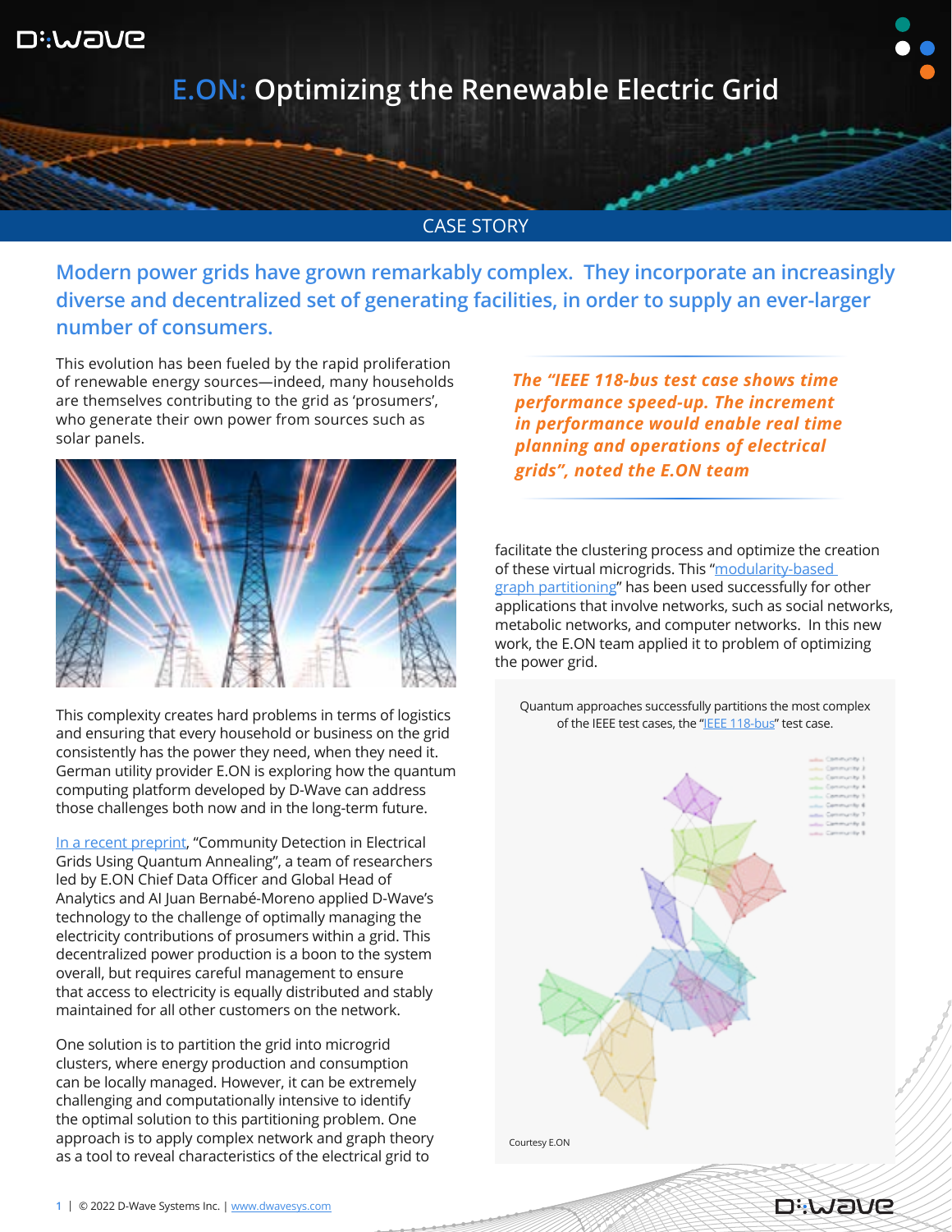# E.ON: Optimizing the Renewable Electric Grid

CASE STORY

## Modern power grids have grown remarkably complex. They incorporate an increasingly diverse and decentralized set of generating facilities, in order to supply an ever-larger number of consumers.

This evolution has been fueled by the rapid proliferation of renewable energy sources—indeed, many households are themselves contributing to the grid as 'prosumers', who generate their own power from sources such as solar panels.

This complexity creates hard problems in terms of logistics and ensuring that every household or business on the grid consistently has the power they need, when they need it. German utility provider E.ON is exploring how the quantum computing platform developed by D-Wave can address those challenges both now and in the long-term future.

In a recent preprint, "Community Detection in Electrical Grids Using Quantum Annealing", a team of researchers led by E.ON Chief Data Officer and Global Head of Analytics and AI Juan Bernabé-Moreno applied D-Wave's technology to the challenge of optimally managing the electricity contributions of prosumers within a grid. This decentralized power production is a boon to the system overall, but requires careful management to ensure that access to electricity is equally distributed and stably maintained for all other customers on the network.

One solution is to partition the grid into microgrid clusters, where energy production and consumption can be locally managed. However, it can be extremely challenging and computationally intensive to identify the optimal solution to this partitioning problem. One approach is to apply complex network and graph theory as a tool to reveal characteristics of the electrical grid to facilitate the clustering process and optimize the creation of these virtual microgrids. This "modularity-based graph partitioning" has been used successfully for other applications that involve networks, such as social networks, metabolic networks, and computer networks. In this new work, the E.ON team applied it to problem of optimizing the power grid.

***The "IEEE 118-bus test case shows time performance speed-up. The increment in performance would enable real time planning and operations of electrical grids", noted the E.ON team***

Quantum approaches successfully partitions the most complex of the IEEE test cases, the "IEEE 118-bus" test case.

Courtesy E.ON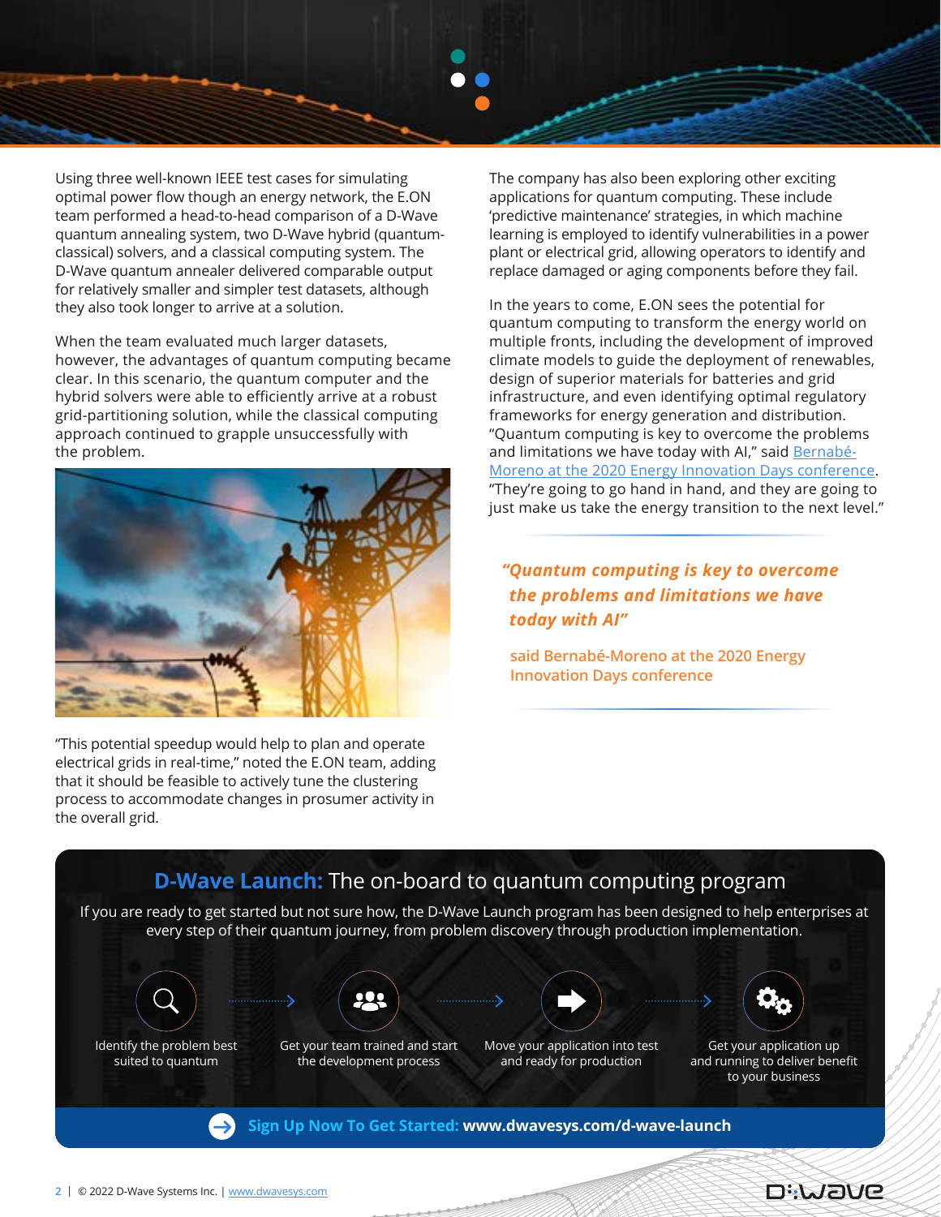Using three well-known IEEE test cases for simulating optimal power flow though an energy network, the E.ON team performed a head-to-head comparison of a D-Wave quantum annealing system, two D-Wave hybrid (quantum-classical) solvers, and a classical computing system. The D-Wave quantum annealer delivered comparable output for relatively smaller and simpler test datasets, although they also took longer to arrive at a solution.

When the team evaluated much larger datasets, however, the advantages of quantum computing became clear. In this scenario, the quantum computer and the hybrid solvers were able to efficiently arrive at a robust grid-partitioning solution, while the classical computing approach continued to grapple unsuccessfully with the problem.

"This potential speedup would help to plan and operate electrical grids in real-time," noted the E.ON team, adding that it should be feasible to actively tune the clustering process to accommodate changes in prosumer activity in the overall grid.

The company has also been exploring other exciting applications for quantum computing. These include 'predictive maintenance' strategies, in which machine learning is employed to identify vulnerabilities in a power plant or electrical grid, allowing operators to identify and replace damaged or aging components before they fail.

In the years to come, E.ON sees the potential for quantum computing to transform the energy world on multiple fronts, including the development of improved climate models to guide the deployment of renewables, design of superior materials for batteries and grid infrastructure, and even identifying optimal regulatory frameworks for energy generation and distribution. "Quantum computing is key to overcome the problems and limitations we have today with AI," said Bernabé-Moreno at the 2020 Energy Innovation Days conference. "They're going to go hand in hand, and they are going to just make us take the energy transition to the next level."

> ***"Quantum computing is key to overcome the problems and limitations we have today with AI"***
>
> said Bernabé-Moreno at the 2020 Energy Innovation Days conference

## D-Wave Launch: The on-board to quantum computing program

If you are ready to get started but not sure how, the D-Wave Launch program has been designed to help enterprises at every step of their quantum journey, from problem discovery through production implementation.

1. Identify the problem best suited to quantum
2. Get your team trained and start the development process
3. Move your application into test and ready for production
4. Get your application up and running to deliver benefit to your business

**Sign Up Now To Get Started: www.dwavesys.com/d-wave-launch**

© 2022 D-Wave Systems Inc. | www.dwavesys.com